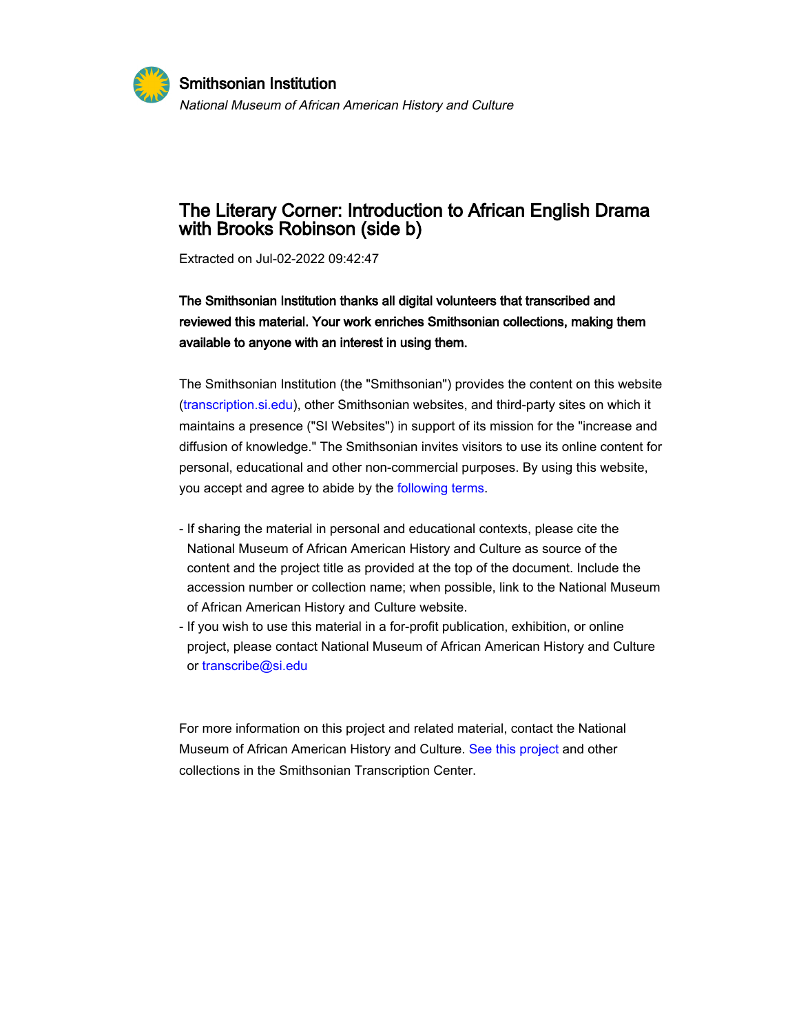Smithsonian Institution

*National Museum of African American History and Culture*

# The Literary Corner: Introduction to African English Drama with Brooks Robinson (side b)

Extracted on Jul-02-2022 09:42:47

**The Smithsonian Institution thanks all digital volunteers that transcribed and reviewed this material. Your work enriches Smithsonian collections, making them available to anyone with an interest in using them.**

The Smithsonian Institution (the "Smithsonian") provides the content on this website (transcription.si.edu), other Smithsonian websites, and third-party sites on which it maintains a presence ("SI Websites") in support of its mission for the "increase and diffusion of knowledge." The Smithsonian invites visitors to use its online content for personal, educational and other non-commercial purposes. By using this website, you accept and agree to abide by the following terms.

- If sharing the material in personal and educational contexts, please cite the National Museum of African American History and Culture as source of the content and the project title as provided at the top of the document. Include the accession number or collection name; when possible, link to the National Museum of African American History and Culture website.
- If you wish to use this material in a for-profit publication, exhibition, or online project, please contact National Museum of African American History and Culture or transcribe@si.edu

For more information on this project and related material, contact the National Museum of African American History and Culture. See this project and other collections in the Smithsonian Transcription Center.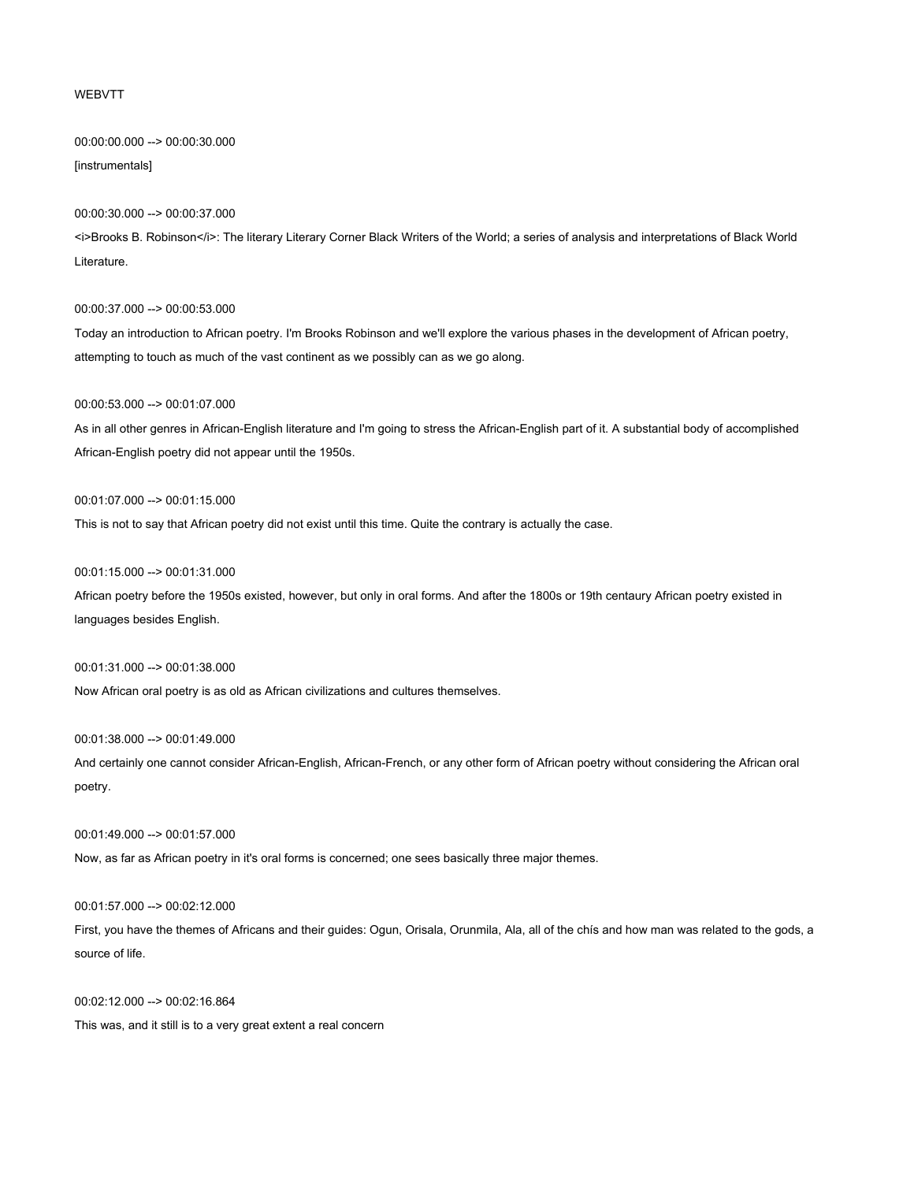WEBVTT

00:00:00.000 --> 00:00:30.000

[instrumentals]

00:00:30.000 --> 00:00:37.000

<i>Brooks B. Robinson</i>: The literary Literary Corner Black Writers of the World; a series of analysis and interpretations of Black World Literature.

00:00:37.000 --> 00:00:53.000

Today an introduction to African poetry. I'm Brooks Robinson and we'll explore the various phases in the development of African poetry, attempting to touch as much of the vast continent as we possibly can as we go along.

00:00:53.000 --> 00:01:07.000

As in all other genres in African-English literature and I'm going to stress the African-English part of it. A substantial body of accomplished African-English poetry did not appear until the 1950s.

00:01:07.000 --> 00:01:15.000

This is not to say that African poetry did not exist until this time. Quite the contrary is actually the case.

00:01:15.000 --> 00:01:31.000

African poetry before the 1950s existed, however, but only in oral forms. And after the 1800s or 19th centaury African poetry existed in languages besides English.

00:01:31.000 --> 00:01:38.000

Now African oral poetry is as old as African civilizations and cultures themselves.

00:01:38.000 --> 00:01:49.000

And certainly one cannot consider African-English, African-French, or any other form of African poetry without considering the African oral poetry.

00:01:49.000 --> 00:01:57.000

Now, as far as African poetry in it's oral forms is concerned; one sees basically three major themes.

00:01:57.000 --> 00:02:12.000

First, you have the themes of Africans and their guides: Ogun, Orisala, Orunmila, Ala, all of the chís and how man was related to the gods, a source of life.

00:02:12.000 --> 00:02:16.864

This was, and it still is to a very great extent a real concern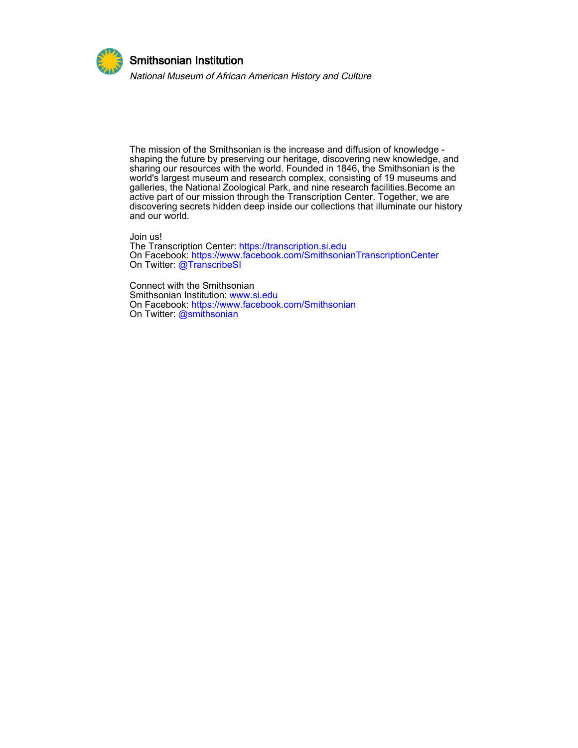**Smithsonian Institution**

*National Museum of African American History and Culture*

The mission of the Smithsonian is the increase and diffusion of knowledge - shaping the future by preserving our heritage, discovering new knowledge, and sharing our resources with the world. Founded in 1846, the Smithsonian is the world's largest museum and research complex, consisting of 19 museums and galleries, the National Zoological Park, and nine research facilities.Become an active part of our mission through the Transcription Center. Together, we are discovering secrets hidden deep inside our collections that illuminate our history and our world.

Join us!
The Transcription Center: https://transcription.si.edu
On Facebook: https://www.facebook.com/SmithsonianTranscriptionCenter
On Twitter: @TranscribeSI

Connect with the Smithsonian
Smithsonian Institution: www.si.edu
On Facebook: https://www.facebook.com/Smithsonian
On Twitter: @smithsonian